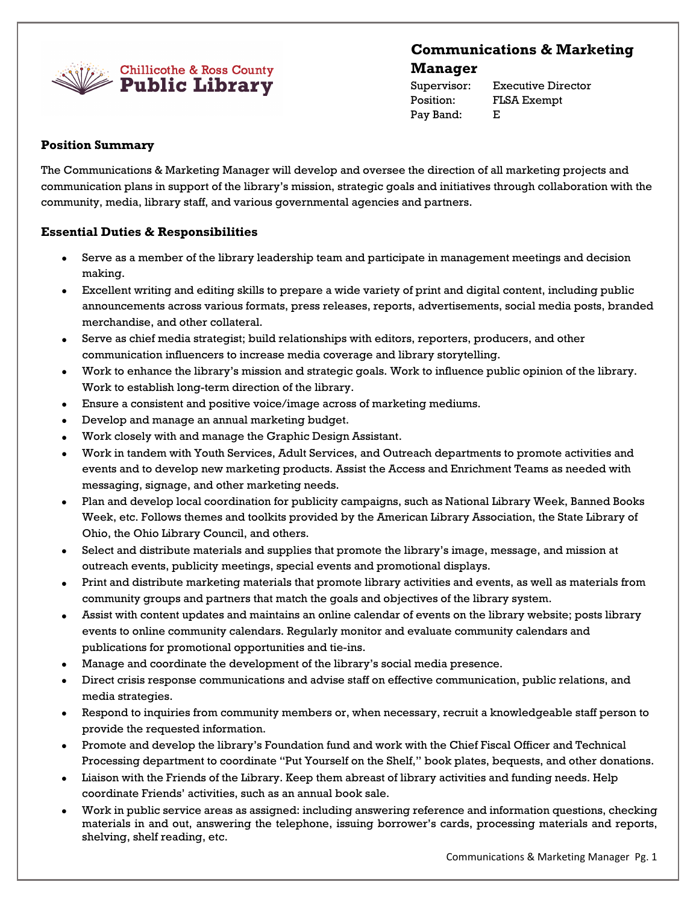Chillicothe & Ross County Public Library

# Communications & Marketing Manager

Supervisor: Executive Director
Position: FLSA Exempt
Pay Band: E

## Position Summary

The Communications & Marketing Manager will develop and oversee the direction of all marketing projects and communication plans in support of the library's mission, strategic goals and initiatives through collaboration with the community, media, library staff, and various governmental agencies and partners.

## Essential Duties & Responsibilities

- Serve as a member of the library leadership team and participate in management meetings and decision making.
- Excellent writing and editing skills to prepare a wide variety of print and digital content, including public announcements across various formats, press releases, reports, advertisements, social media posts, branded merchandise, and other collateral.
- Serve as chief media strategist; build relationships with editors, reporters, producers, and other communication influencers to increase media coverage and library storytelling.
- Work to enhance the library's mission and strategic goals. Work to influence public opinion of the library. Work to establish long-term direction of the library.
- Ensure a consistent and positive voice/image across of marketing mediums.
- Develop and manage an annual marketing budget.
- Work closely with and manage the Graphic Design Assistant.
- Work in tandem with Youth Services, Adult Services, and Outreach departments to promote activities and events and to develop new marketing products. Assist the Access and Enrichment Teams as needed with messaging, signage, and other marketing needs.
- Plan and develop local coordination for publicity campaigns, such as National Library Week, Banned Books Week, etc. Follows themes and toolkits provided by the American Library Association, the State Library of Ohio, the Ohio Library Council, and others.
- Select and distribute materials and supplies that promote the library's image, message, and mission at outreach events, publicity meetings, special events and promotional displays.
- Print and distribute marketing materials that promote library activities and events, as well as materials from community groups and partners that match the goals and objectives of the library system.
- Assist with content updates and maintains an online calendar of events on the library website; posts library events to online community calendars. Regularly monitor and evaluate community calendars and publications for promotional opportunities and tie-ins.
- Manage and coordinate the development of the library's social media presence.
- Direct crisis response communications and advise staff on effective communication, public relations, and media strategies.
- Respond to inquiries from community members or, when necessary, recruit a knowledgeable staff person to provide the requested information.
- Promote and develop the library's Foundation fund and work with the Chief Fiscal Officer and Technical Processing department to coordinate "Put Yourself on the Shelf," book plates, bequests, and other donations.
- Liaison with the Friends of the Library. Keep them abreast of library activities and funding needs. Help coordinate Friends' activities, such as an annual book sale.
- Work in public service areas as assigned: including answering reference and information questions, checking materials in and out, answering the telephone, issuing borrower's cards, processing materials and reports, shelving, shelf reading, etc.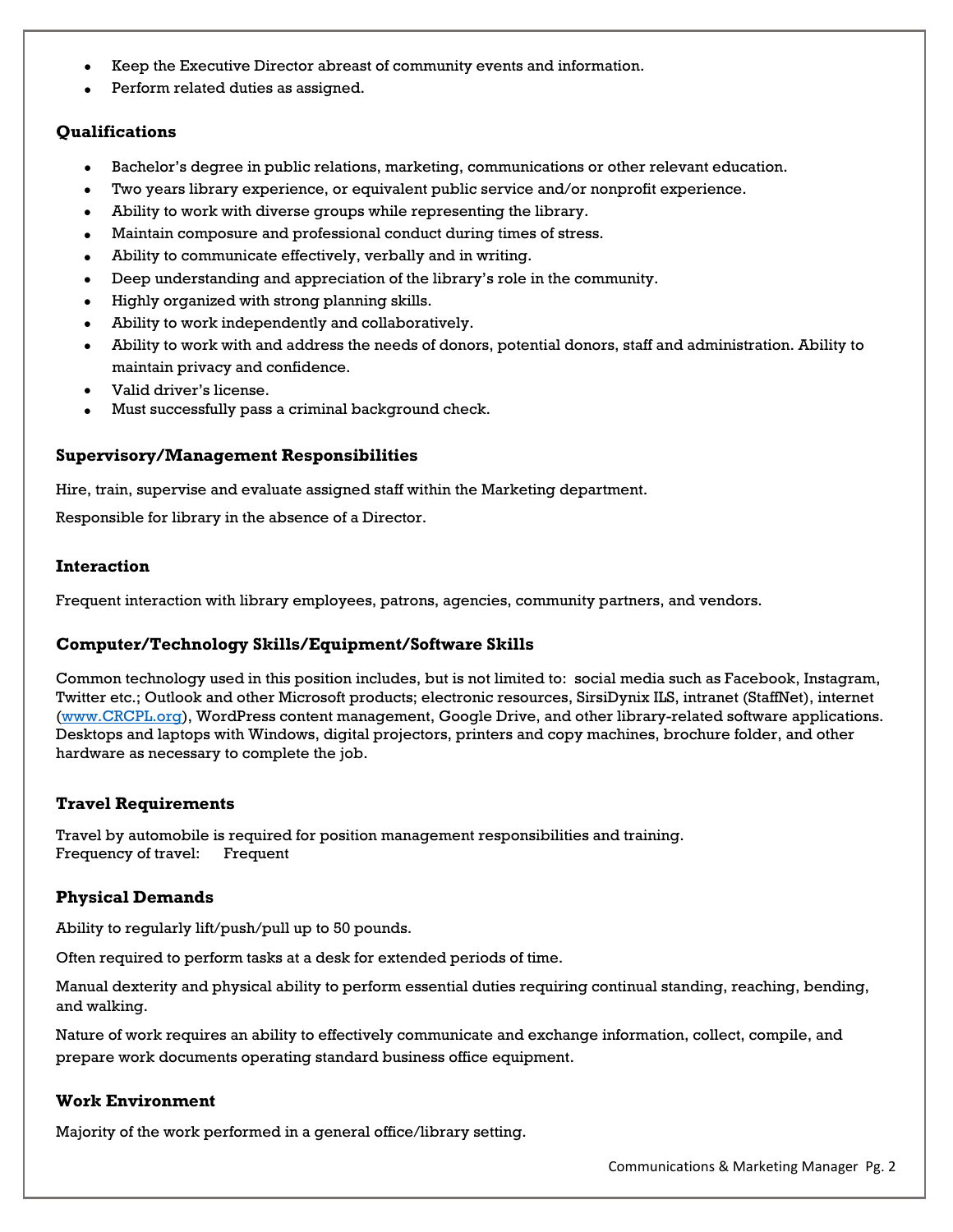- Keep the Executive Director abreast of community events and information.
- Perform related duties as assigned.

## Qualifications

- Bachelor's degree in public relations, marketing, communications or other relevant education.
- Two years library experience, or equivalent public service and/or nonprofit experience.
- Ability to work with diverse groups while representing the library.
- Maintain composure and professional conduct during times of stress.
- Ability to communicate effectively, verbally and in writing.
- Deep understanding and appreciation of the library's role in the community.
- Highly organized with strong planning skills.
- Ability to work independently and collaboratively.
- Ability to work with and address the needs of donors, potential donors, staff and administration. Ability to maintain privacy and confidence.
- Valid driver's license.
- Must successfully pass a criminal background check.

## Supervisory/Management Responsibilities

Hire, train, supervise and evaluate assigned staff within the Marketing department.

Responsible for library in the absence of a Director.

## Interaction

Frequent interaction with library employees, patrons, agencies, community partners, and vendors.

## Computer/Technology Skills/Equipment/Software Skills

Common technology used in this position includes, but is not limited to: social media such as Facebook, Instagram, Twitter etc.; Outlook and other Microsoft products; electronic resources, SirsiDynix ILS, intranet (StaffNet), internet ([www.CRCPL.org](http://www.CRCPL.org)), WordPress content management, Google Drive, and other library-related software applications. Desktops and laptops with Windows, digital projectors, printers and copy machines, brochure folder, and other hardware as necessary to complete the job.

## Travel Requirements

Travel by automobile is required for position management responsibilities and training.
Frequency of travel: Frequent

## Physical Demands

Ability to regularly lift/push/pull up to 50 pounds.

Often required to perform tasks at a desk for extended periods of time.

Manual dexterity and physical ability to perform essential duties requiring continual standing, reaching, bending, and walking.

Nature of work requires an ability to effectively communicate and exchange information, collect, compile, and prepare work documents operating standard business office equipment.

## Work Environment

Majority of the work performed in a general office/library setting.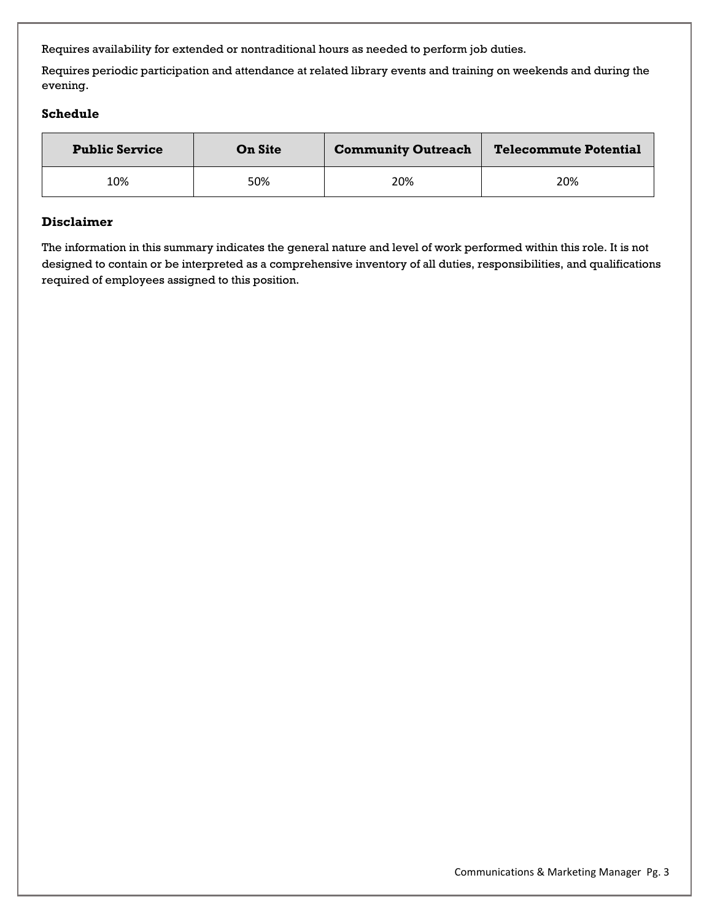Requires availability for extended or nontraditional hours as needed to perform job duties.

Requires periodic participation and attendance at related library events and training on weekends and during the evening.

### Schedule

| Public Service | On Site | Community Outreach | Telecommute Potential |
|---|---|---|---|
| 10% | 50% | 20% | 20% |

### Disclaimer

The information in this summary indicates the general nature and level of work performed within this role. It is not designed to contain or be interpreted as a comprehensive inventory of all duties, responsibilities, and qualifications required of employees assigned to this position.